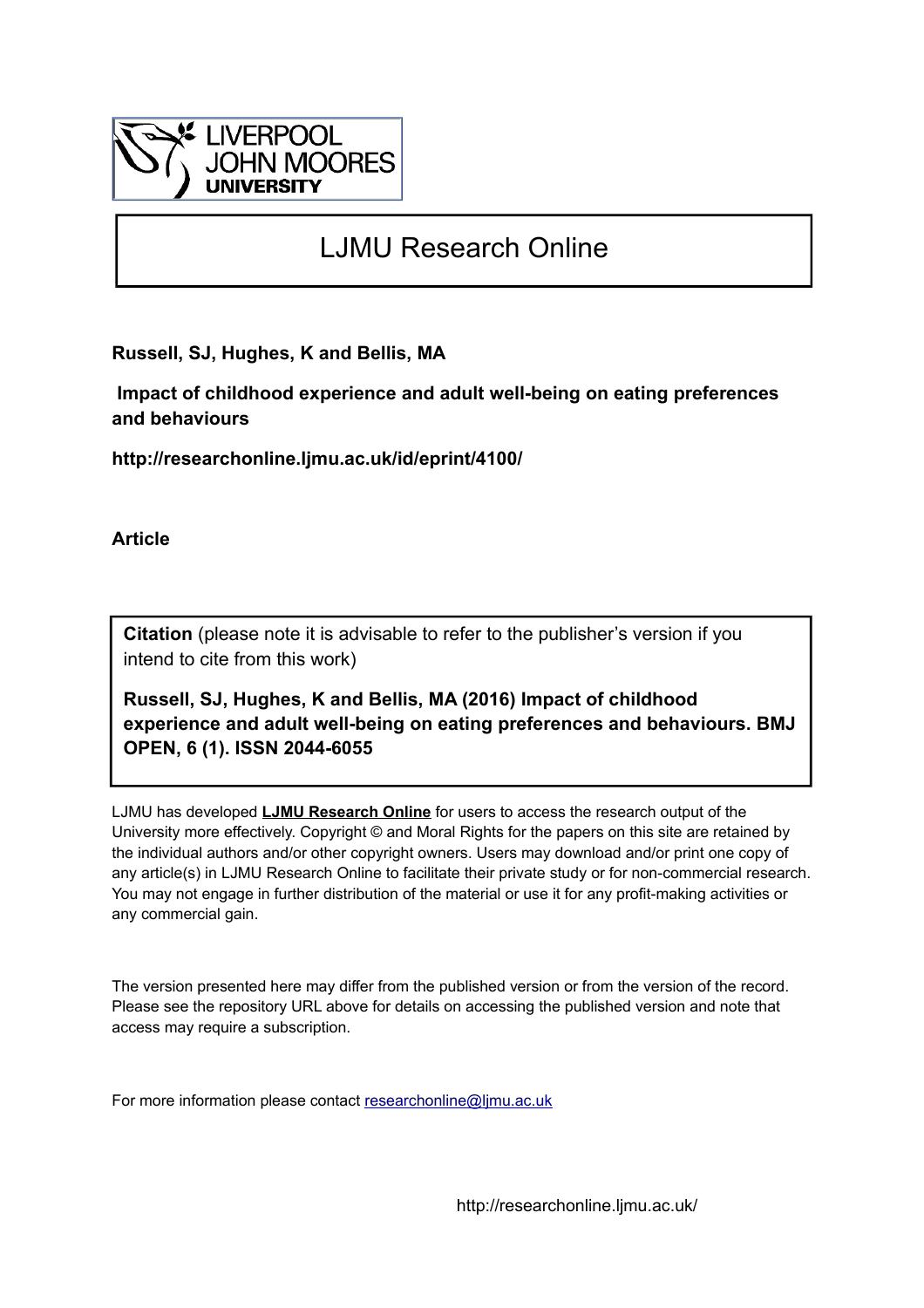LIVERPOOL JOHN MOORES UNIVERSITY

# LJMU Research Online

**Russell, SJ, Hughes, K and Bellis, MA**

**Impact of childhood experience and adult well-being on eating preferences and behaviours**

**http://researchonline.ljmu.ac.uk/id/eprint/4100/**

**Article**

**Citation** (please note it is advisable to refer to the publisher's version if you intend to cite from this work)

**Russell, SJ, Hughes, K and Bellis, MA (2016) Impact of childhood experience and adult well-being on eating preferences and behaviours. BMJ OPEN, 6 (1). ISSN 2044-6055**

LJMU has developed **LJMU Research Online** for users to access the research output of the University more effectively. Copyright © and Moral Rights for the papers on this site are retained by the individual authors and/or other copyright owners. Users may download and/or print one copy of any article(s) in LJMU Research Online to facilitate their private study or for non-commercial research. You may not engage in further distribution of the material or use it for any profit-making activities or any commercial gain.

The version presented here may differ from the published version or from the version of the record. Please see the repository URL above for details on accessing the published version and note that access may require a subscription.

For more information please contact researchonline@ljmu.ac.uk

http://researchonline.ljmu.ac.uk/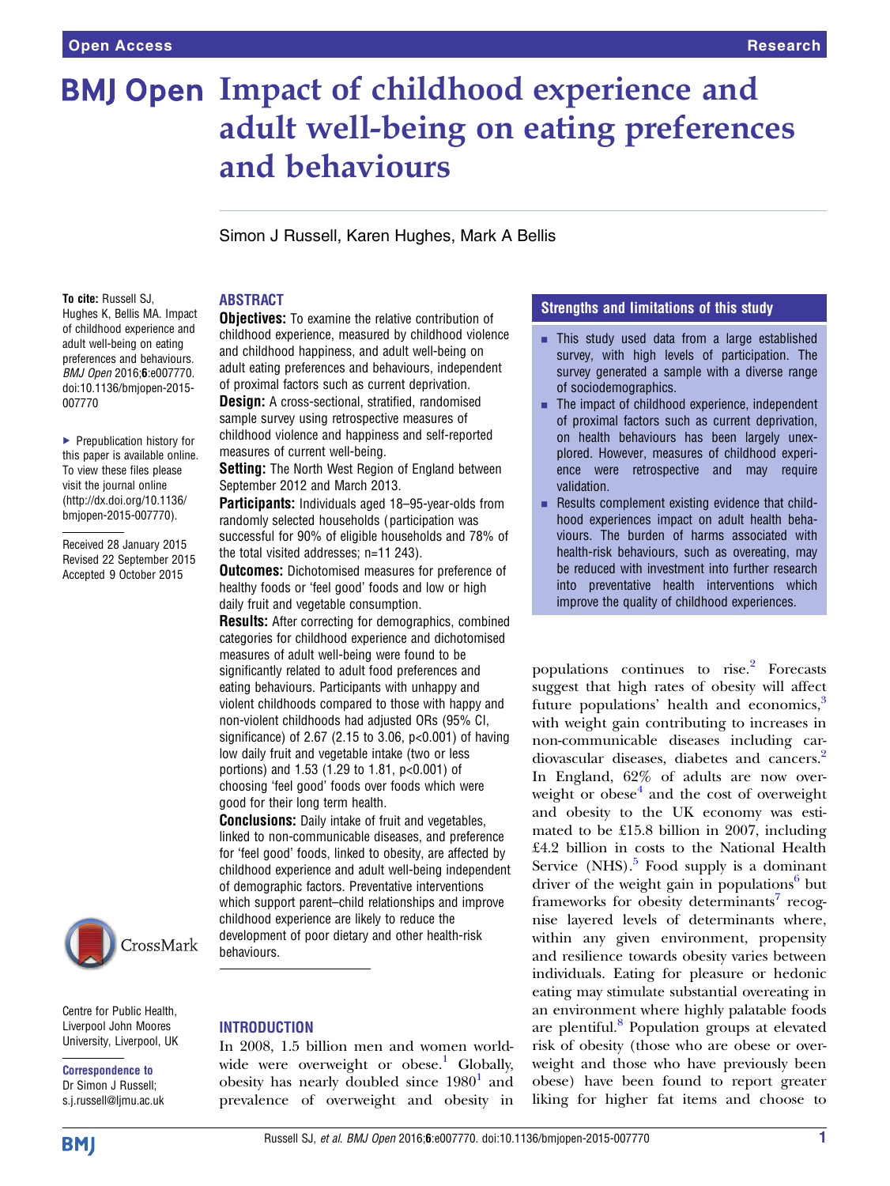# Impact of childhood experience and adult well-being on eating preferences and behaviours

Simon J Russell, Karen Hughes, Mark A Bellis

**To cite:** Russell SJ, Hughes K, Bellis MA. Impact of childhood experience and adult well-being on eating preferences and behaviours. *BMJ Open* 2016;**6**:e007770. doi:10.1136/bmjopen-2015-007770

▶ Prepublication history for this paper is available online. To view these files please visit the journal online (http://dx.doi.org/10.1136/bmjopen-2015-007770).

Received 28 January 2015
Revised 22 September 2015
Accepted 9 October 2015

Centre for Public Health, Liverpool John Moores University, Liverpool, UK

**Correspondence to**
Dr Simon J Russell; s.j.russell@ljmu.ac.uk

## ABSTRACT

**Objectives:** To examine the relative contribution of childhood experience, measured by childhood violence and childhood happiness, and adult well-being on adult eating preferences and behaviours, independent of proximal factors such as current deprivation.

**Design:** A cross-sectional, stratified, randomised sample survey using retrospective measures of childhood violence and happiness and self-reported measures of current well-being.

**Setting:** The North West Region of England between September 2012 and March 2013.

**Participants:** Individuals aged 18–95-year-olds from randomly selected households (participation was successful for 90% of eligible households and 78% of the total visited addresses; n=11 243).

**Outcomes:** Dichotomised measures for preference of healthy foods or 'feel good' foods and low or high daily fruit and vegetable consumption.

**Results:** After correcting for demographics, combined categories for childhood experience and dichotomised measures of adult well-being were found to be significantly related to adult food preferences and eating behaviours. Participants with unhappy and violent childhoods compared to those with happy and non-violent childhoods had adjusted ORs (95% CI, significance) of 2.67 (2.15 to 3.06, p<0.001) of having low daily fruit and vegetable intake (two or less portions) and 1.53 (1.29 to 1.81, p<0.001) of choosing 'feel good' foods over foods which were good for their long term health.

**Conclusions:** Daily intake of fruit and vegetables, linked to non-communicable diseases, and preference for 'feel good' foods, linked to obesity, are affected by childhood experience and adult well-being independent of demographic factors. Preventative interventions which support parent–child relationships and improve childhood experience are likely to reduce the development of poor dietary and other health-risk behaviours.

## Strengths and limitations of this study

- This study used data from a large established survey, with high levels of participation. The survey generated a sample with a diverse range of sociodemographics.
- The impact of childhood experience, independent of proximal factors such as current deprivation, on health behaviours has been largely unexplored. However, measures of childhood experience were retrospective and may require validation.
- Results complement existing evidence that childhood experiences impact on adult health behaviours. The burden of harms associated with health-risk behaviours, such as overeating, may be reduced with investment into further research into preventative health interventions which improve the quality of childhood experiences.

## INTRODUCTION

In 2008, 1.5 billion men and women worldwide were overweight or obese.[1] Globally, obesity has nearly doubled since 1980[1] and prevalence of overweight and obesity in populations continues to rise.[2] Forecasts suggest that high rates of obesity will affect future populations' health and economics,[3] with weight gain contributing to increases in non-communicable diseases including cardiovascular diseases, diabetes and cancers.[2] In England, 62% of adults are now overweight or obese[4] and the cost of overweight and obesity to the UK economy was estimated to be £15.8 billion in 2007, including £4.2 billion in costs to the National Health Service (NHS).[5] Food supply is a dominant driver of the weight gain in populations[6] but frameworks for obesity determinants[7] recognise layered levels of determinants where, within any given environment, propensity and resilience towards obesity varies between individuals. Eating for pleasure or hedonic eating may stimulate substantial overeating in an environment where highly palatable foods are plentiful.[8] Population groups at elevated risk of obesity (those who are obese or overweight and those who have previously been obese) have been found to report greater liking for higher fat items and choose to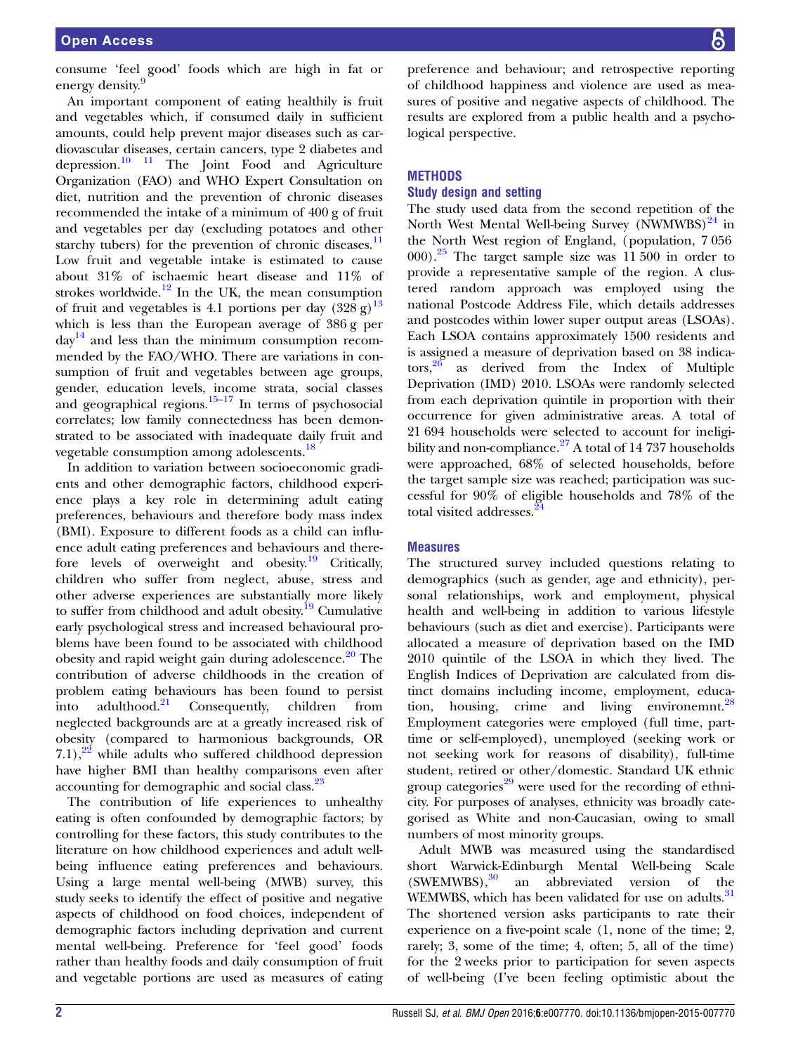consume 'feel good' foods which are high in fat or energy density.[9]

An important component of eating healthily is fruit and vegetables which, if consumed daily in sufficient amounts, could help prevent major diseases such as cardiovascular diseases, certain cancers, type 2 diabetes and depression.[10 11] The Joint Food and Agriculture Organization (FAO) and WHO Expert Consultation on diet, nutrition and the prevention of chronic diseases recommended the intake of a minimum of 400 g of fruit and vegetables per day (excluding potatoes and other starchy tubers) for the prevention of chronic diseases.[11] Low fruit and vegetable intake is estimated to cause about 31% of ischaemic heart disease and 11% of strokes worldwide.[12] In the UK, the mean consumption of fruit and vegetables is 4.1 portions per day (328 g)[13] which is less than the European average of 386 g per day[14] and less than the minimum consumption recommended by the FAO/WHO. There are variations in consumption of fruit and vegetables between age groups, gender, education levels, income strata, social classes and geographical regions.[15–17] In terms of psychosocial correlates; low family connectedness has been demonstrated to be associated with inadequate daily fruit and vegetable consumption among adolescents.[18]

In addition to variation between socioeconomic gradients and other demographic factors, childhood experience plays a key role in determining adult eating preferences, behaviours and therefore body mass index (BMI). Exposure to different foods as a child can influence adult eating preferences and behaviours and therefore levels of overweight and obesity.[19] Critically, children who suffer from neglect, abuse, stress and other adverse experiences are substantially more likely to suffer from childhood and adult obesity.[19] Cumulative early psychological stress and increased behavioural problems have been found to be associated with childhood obesity and rapid weight gain during adolescence.[20] The contribution of adverse childhoods in the creation of problem eating behaviours has been found to persist into adulthood.[21] Consequently, children from neglected backgrounds are at a greatly increased risk of obesity (compared to harmonious backgrounds, OR 7.1),[22] while adults who suffered childhood depression have higher BMI than healthy comparisons even after accounting for demographic and social class.[23]

The contribution of life experiences to unhealthy eating is often confounded by demographic factors; by controlling for these factors, this study contributes to the literature on how childhood experiences and adult well-being influence eating preferences and behaviours. Using a large mental well-being (MWB) survey, this study seeks to identify the effect of positive and negative aspects of childhood on food choices, independent of demographic factors including deprivation and current mental well-being. Preference for 'feel good' foods rather than healthy foods and daily consumption of fruit and vegetable portions are used as measures of eating preference and behaviour; and retrospective reporting of childhood happiness and violence are used as measures of positive and negative aspects of childhood. The results are explored from a public health and a psychological perspective.

## METHODS

### Study design and setting

The study used data from the second repetition of the North West Mental Well-being Survey (NWMWBS)[24] in the North West region of England, (population, 7 056 000).[25] The target sample size was 11 500 in order to provide a representative sample of the region. A clustered random approach was employed using the national Postcode Address File, which details addresses and postcodes within lower super output areas (LSOAs). Each LSOA contains approximately 1500 residents and is assigned a measure of deprivation based on 38 indicators,[26] as derived from the Index of Multiple Deprivation (IMD) 2010. LSOAs were randomly selected from each deprivation quintile in proportion with their occurrence for given administrative areas. A total of 21 694 households were selected to account for ineligibility and non-compliance.[27] A total of 14 737 households were approached, 68% of selected households, before the target sample size was reached; participation was successful for 90% of eligible households and 78% of the total visited addresses.[24]

### Measures

The structured survey included questions relating to demographics (such as gender, age and ethnicity), personal relationships, work and employment, physical health and well-being in addition to various lifestyle behaviours (such as diet and exercise). Participants were allocated a measure of deprivation based on the IMD 2010 quintile of the LSOA in which they lived. The English Indices of Deprivation are calculated from distinct domains including income, employment, education, housing, crime and living environemnt.[28] Employment categories were employed (full time, part-time or self-employed), unemployed (seeking work or not seeking work for reasons of disability), full-time student, retired or other/domestic. Standard UK ethnic group categories[29] were used for the recording of ethnicity. For purposes of analyses, ethnicity was broadly categorised as White and non-Caucasian, owing to small numbers of most minority groups.

Adult MWB was measured using the standardised short Warwick-Edinburgh Mental Well-being Scale (SWEMWBS),[30] an abbreviated version of the WEMWBS, which has been validated for use on adults.[31] The shortened version asks participants to rate their experience on a five-point scale (1, none of the time; 2, rarely; 3, some of the time; 4, often; 5, all of the time) for the 2 weeks prior to participation for seven aspects of well-being (I've been feeling optimistic about the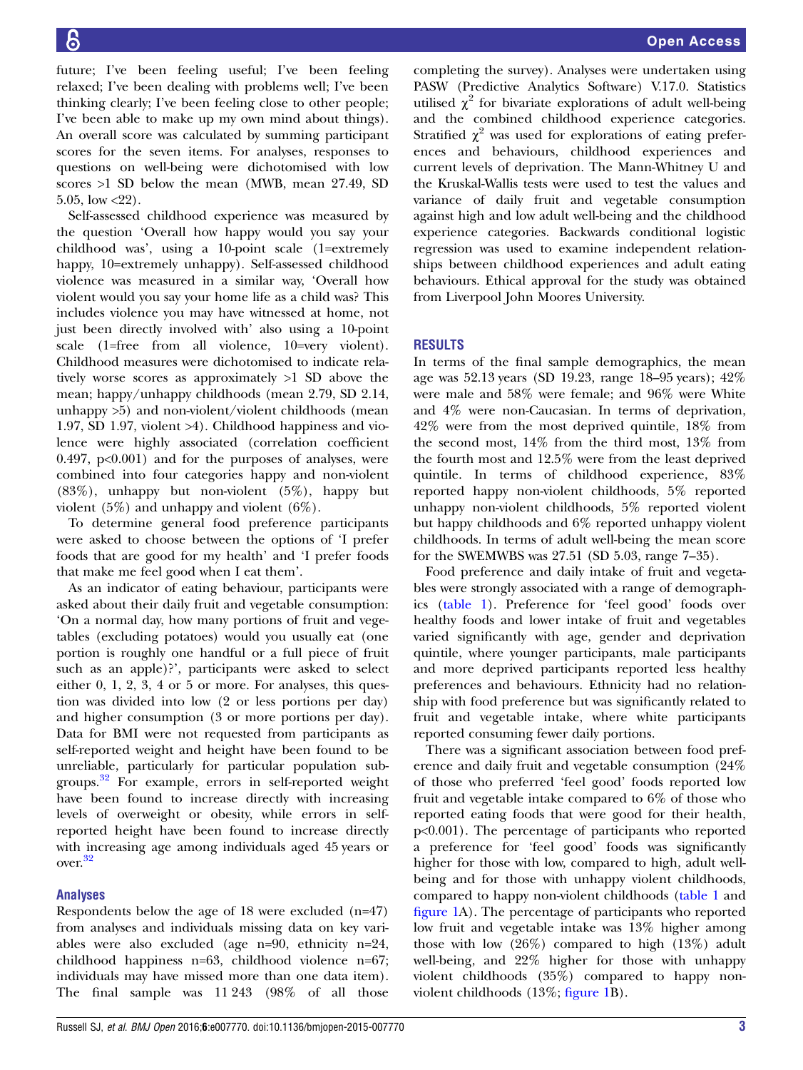future; I've been feeling useful; I've been feeling relaxed; I've been dealing with problems well; I've been thinking clearly; I've been feeling close to other people; I've been able to make up my own mind about things). An overall score was calculated by summing participant scores for the seven items. For analyses, responses to questions on well-being were dichotomised with low scores >1 SD below the mean (MWB, mean 27.49, SD 5.05, low <22).

Self-assessed childhood experience was measured by the question 'Overall how happy would you say your childhood was', using a 10-point scale (1=extremely happy, 10=extremely unhappy). Self-assessed childhood violence was measured in a similar way, 'Overall how violent would you say your home life as a child was? This includes violence you may have witnessed at home, not just been directly involved with' also using a 10-point scale (1=free from all violence, 10=very violent). Childhood measures were dichotomised to indicate relatively worse scores as approximately >1 SD above the mean; happy/unhappy childhoods (mean 2.79, SD 2.14, unhappy >5) and non-violent/violent childhoods (mean 1.97, SD 1.97, violent >4). Childhood happiness and violence were highly associated (correlation coefficient 0.497, p<0.001) and for the purposes of analyses, were combined into four categories happy and non-violent (83%), unhappy but non-violent (5%), happy but violent (5%) and unhappy and violent (6%).

To determine general food preference participants were asked to choose between the options of 'I prefer foods that are good for my health' and 'I prefer foods that make me feel good when I eat them'.

As an indicator of eating behaviour, participants were asked about their daily fruit and vegetable consumption: 'On a normal day, how many portions of fruit and vegetables (excluding potatoes) would you usually eat (one portion is roughly one handful or a full piece of fruit such as an apple)?', participants were asked to select either 0, 1, 2, 3, 4 or 5 or more. For analyses, this question was divided into low (2 or less portions per day) and higher consumption (3 or more portions per day). Data for BMI were not requested from participants as self-reported weight and height have been found to be unreliable, particularly for particular population subgroups.[32] For example, errors in self-reported weight have been found to increase directly with increasing levels of overweight or obesity, while errors in self-reported height have been found to increase directly with increasing age among individuals aged 45 years or over.[32]

### Analyses

Respondents below the age of 18 were excluded (n=47) from analyses and individuals missing data on key variables were also excluded (age n=90, ethnicity n=24, childhood happiness n=63, childhood violence n=67; individuals may have missed more than one data item). The final sample was 11 243 (98% of all those completing the survey). Analyses were undertaken using PASW (Predictive Analytics Software) V.17.0. Statistics utilised $\chi^2$ for bivariate explorations of adult well-being and the combined childhood experience categories. Stratified $\chi^2$ was used for explorations of eating preferences and behaviours, childhood experiences and current levels of deprivation. The Mann-Whitney U and the Kruskal-Wallis tests were used to test the values and variance of daily fruit and vegetable consumption against high and low adult well-being and the childhood experience categories. Backwards conditional logistic regression was used to examine independent relationships between childhood experiences and adult eating behaviours. Ethical approval for the study was obtained from Liverpool John Moores University.

## RESULTS

In terms of the final sample demographics, the mean age was 52.13 years (SD 19.23, range 18–95 years); 42% were male and 58% were female; and 96% were White and 4% were non-Caucasian. In terms of deprivation, 42% were from the most deprived quintile, 18% from the second most, 14% from the third most, 13% from the fourth most and 12.5% were from the least deprived quintile. In terms of childhood experience, 83% reported happy non-violent childhoods, 5% reported unhappy non-violent childhoods, 5% reported violent but happy childhoods and 6% reported unhappy violent childhoods. In terms of adult well-being the mean score for the SWEMWBS was 27.51 (SD 5.03, range 7–35).

Food preference and daily intake of fruit and vegetables were strongly associated with a range of demographics (table 1). Preference for 'feel good' foods over healthy foods and lower intake of fruit and vegetables varied significantly with age, gender and deprivation quintile, where younger participants, male participants and more deprived participants reported less healthy preferences and behaviours. Ethnicity had no relationship with food preference but was significantly related to fruit and vegetable intake, where white participants reported consuming fewer daily portions.

There was a significant association between food preference and daily fruit and vegetable consumption (24% of those who preferred 'feel good' foods reported low fruit and vegetable intake compared to 6% of those who reported eating foods that were good for their health, p<0.001). The percentage of participants who reported a preference for 'feel good' foods was significantly higher for those with low, compared to high, adult well-being and for those with unhappy violent childhoods, compared to happy non-violent childhoods (table 1 and figure 1A). The percentage of participants who reported low fruit and vegetable intake was 13% higher among those with low (26%) compared to high (13%) adult well-being, and 22% higher for those with unhappy violent childhoods (35%) compared to happy non-violent childhoods (13%; figure 1B).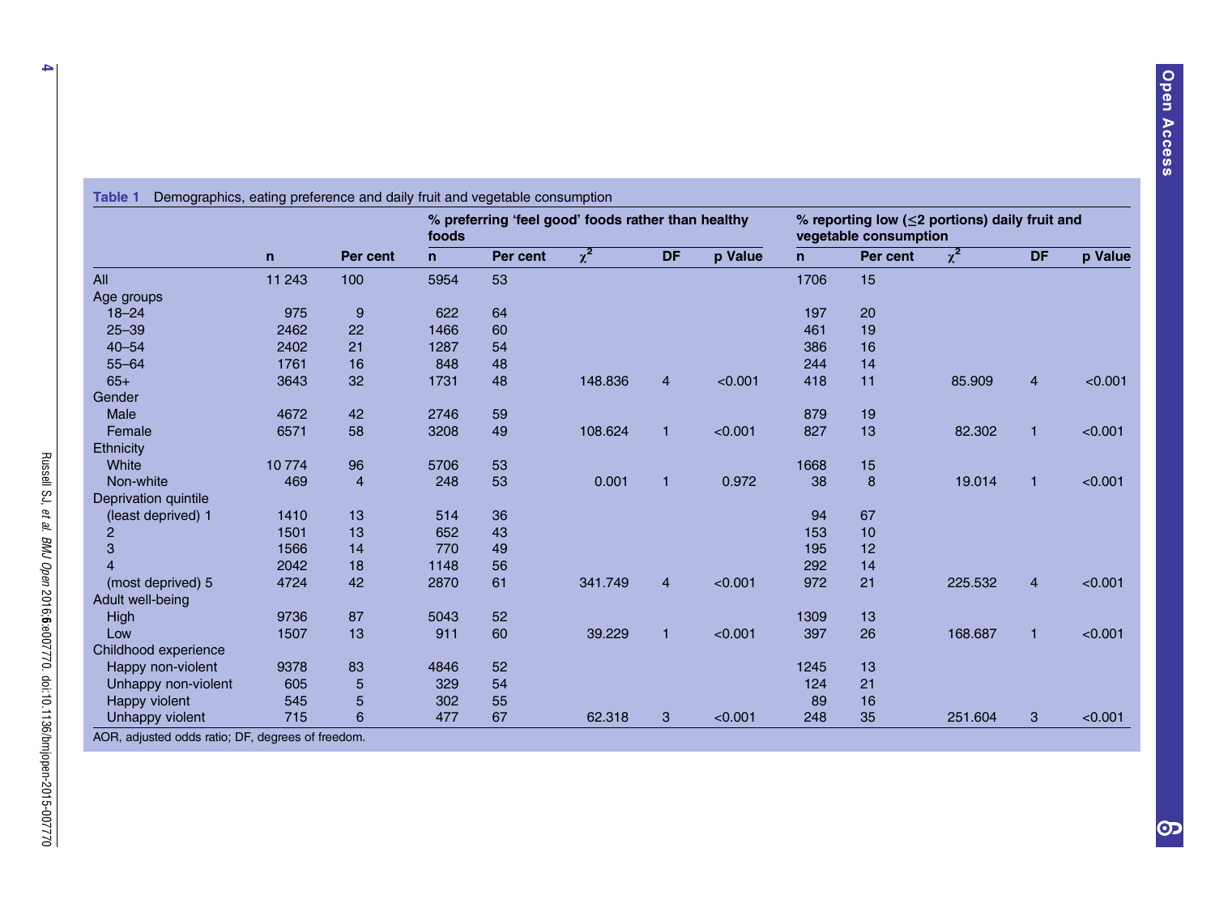**Table 1** Demographics, eating preference and daily fruit and vegetable consumption

| | n | Per cent | % preferring 'feel good' foods rather than healthy foods | | | | | % reporting low (≤2 portions) daily fruit and vegetable consumption | | | | |
|---|---|---|---|---|---|---|---|---|---|---|---|---|
| | | | n | Per cent | $\chi^2$ | DF | p Value | n | Per cent | $\chi^2$ | DF | p Value |
| All | 11 243 | 100 | 5954 | 53 | | | | 1706 | 15 | | | |
| Age groups | | | | | | | | | | | | |
| 18–24 | 975 | 9 | 622 | 64 | | | | 197 | 20 | | | |
| 25–39 | 2462 | 22 | 1466 | 60 | | | | 461 | 19 | | | |
| 40–54 | 2402 | 21 | 1287 | 54 | | | | 386 | 16 | | | |
| 55–64 | 1761 | 16 | 848 | 48 | | | | 244 | 14 | | | |
| 65+ | 3643 | 32 | 1731 | 48 | 148.836 | 4 | <0.001 | 418 | 11 | 85.909 | 4 | <0.001 |
| Gender | | | | | | | | | | | | |
| Male | 4672 | 42 | 2746 | 59 | | | | 879 | 19 | | | |
| Female | 6571 | 58 | 3208 | 49 | 108.624 | 1 | <0.001 | 827 | 13 | 82.302 | 1 | <0.001 |
| Ethnicity | | | | | | | | | | | | |
| White | 10 774 | 96 | 5706 | 53 | | | | 1668 | 15 | | | |
| Non-white | 469 | 4 | 248 | 53 | 0.001 | 1 | 0.972 | 38 | 8 | 19.014 | 1 | <0.001 |
| Deprivation quintile | | | | | | | | | | | | |
| (least deprived) 1 | 1410 | 13 | 514 | 36 | | | | 94 | 67 | | | |
| 2 | 1501 | 13 | 652 | 43 | | | | 153 | 10 | | | |
| 3 | 1566 | 14 | 770 | 49 | | | | 195 | 12 | | | |
| 4 | 2042 | 18 | 1148 | 56 | | | | 292 | 14 | | | |
| (most deprived) 5 | 4724 | 42 | 2870 | 61 | 341.749 | 4 | <0.001 | 972 | 21 | 225.532 | 4 | <0.001 |
| Adult well-being | | | | | | | | | | | | |
| High | 9736 | 87 | 5043 | 52 | | | | 1309 | 13 | | | |
| Low | 1507 | 13 | 911 | 60 | 39.229 | 1 | <0.001 | 397 | 26 | 168.687 | 1 | <0.001 |
| Childhood experience | | | | | | | | | | | | |
| Happy non-violent | 9378 | 83 | 4846 | 52 | | | | 1245 | 13 | | | |
| Unhappy non-violent | 605 | 5 | 329 | 54 | | | | 124 | 21 | | | |
| Happy violent | 545 | 5 | 302 | 55 | | | | 89 | 16 | | | |
| Unhappy violent | 715 | 6 | 477 | 67 | 62.318 | 3 | <0.001 | 248 | 35 | 251.604 | 3 | <0.001 |

AOR, adjusted odds ratio; DF, degrees of freedom.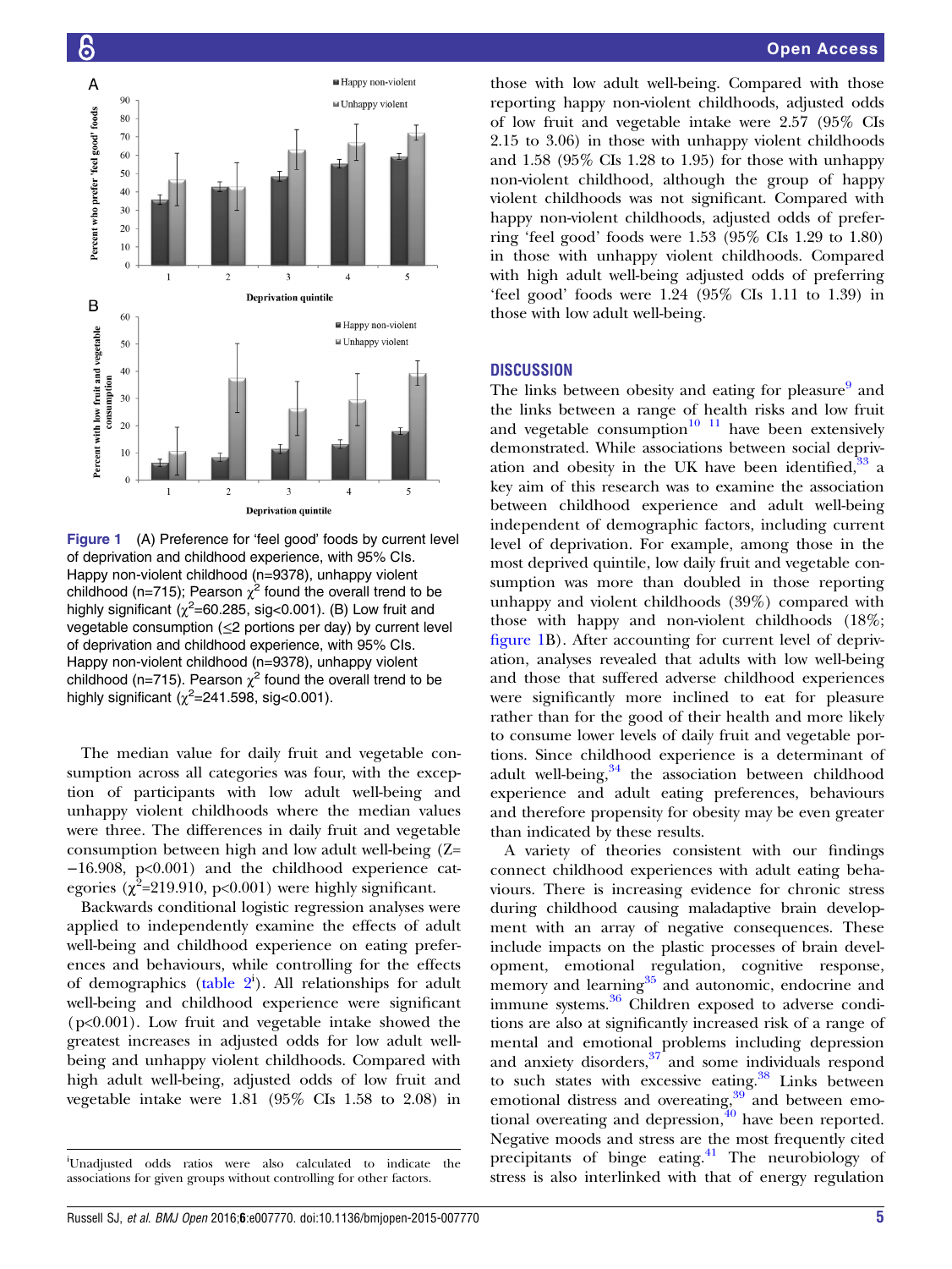Figure 1 (A) Preference for 'feel good' foods by current level of deprivation and childhood experience, with 95% CIs. Happy non-violent childhood (n=9378), unhappy violent childhood (n=715); Pearson $\chi^2$ found the overall trend to be highly significant ($\chi^2$=60.285, sig<0.001). (B) Low fruit and vegetable consumption (≤2 portions per day) by current level of deprivation and childhood experience, with 95% CIs. Happy non-violent childhood (n=9378), unhappy violent childhood (n=715). Pearson $\chi^2$ found the overall trend to be highly significant ($\chi^2$=241.598, sig<0.001).

The median value for daily fruit and vegetable consumption across all categories was four, with the exception of participants with low adult well-being and unhappy violent childhoods where the median values were three. The differences in daily fruit and vegetable consumption between high and low adult well-being (Z=−16.908, p<0.001) and the childhood experience categories ($\chi^2$=219.910, p<0.001) were highly significant.

Backwards conditional logistic regression analyses were applied to independently examine the effects of adult well-being and childhood experience on eating preferences and behaviours, while controlling for the effects of demographics (table 2[i]). All relationships for adult well-being and childhood experience were significant (p<0.001). Low fruit and vegetable intake showed the greatest increases in adjusted odds for low adult well-being and unhappy violent childhoods. Compared with high adult well-being, adjusted odds of low fruit and vegetable intake were 1.81 (95% CIs 1.58 to 2.08) in those with low adult well-being. Compared with those reporting happy non-violent childhoods, adjusted odds of low fruit and vegetable intake were 2.57 (95% CIs 2.15 to 3.06) in those with unhappy violent childhoods and 1.58 (95% CIs 1.28 to 1.95) for those with unhappy non-violent childhood, although the group of happy violent childhoods was not significant. Compared with happy non-violent childhoods, adjusted odds of preferring 'feel good' foods were 1.53 (95% CIs 1.29 to 1.80) in those with unhappy violent childhoods. Compared with high adult well-being adjusted odds of preferring 'feel good' foods were 1.24 (95% CIs 1.11 to 1.39) in those with low adult well-being.

## DISCUSSION

The links between obesity and eating for pleasure[9] and the links between a range of health risks and low fruit and vegetable consumption[10 11] have been extensively demonstrated. While associations between social deprivation and obesity in the UK have been identified,[33] a key aim of this research was to examine the association between childhood experience and adult well-being independent of demographic factors, including current level of deprivation. For example, among those in the most deprived quintile, low daily fruit and vegetable consumption was more than doubled in those reporting unhappy and violent childhoods (39%) compared with those with happy and non-violent childhoods (18%; figure 1B). After accounting for current level of deprivation, analyses revealed that adults with low well-being and those that suffered adverse childhood experiences were significantly more inclined to eat for pleasure rather than for the good of their health and more likely to consume lower levels of daily fruit and vegetable portions. Since childhood experience is a determinant of adult well-being,[34] the association between childhood experience and adult eating preferences, behaviours and therefore propensity for obesity may be even greater than indicated by these results.

A variety of theories consistent with our findings connect childhood experiences with adult eating behaviours. There is increasing evidence for chronic stress during childhood causing maladaptive brain development with an array of negative consequences. These include impacts on the plastic processes of brain development, emotional regulation, cognitive response, memory and learning[35] and autonomic, endocrine and immune systems.[36] Children exposed to adverse conditions are also at significantly increased risk of a range of mental and emotional problems including depression and anxiety disorders,[37] and some individuals respond to such states with excessive eating.[38] Links between emotional distress and overeating,[39] and between emotional overeating and depression,[40] have been reported. Negative moods and stress are the most frequently cited precipitants of binge eating.[41] The neurobiology of stress is also interlinked with that of energy regulation

[i]Unadjusted odds ratios were also calculated to indicate the associations for given groups without controlling for other factors.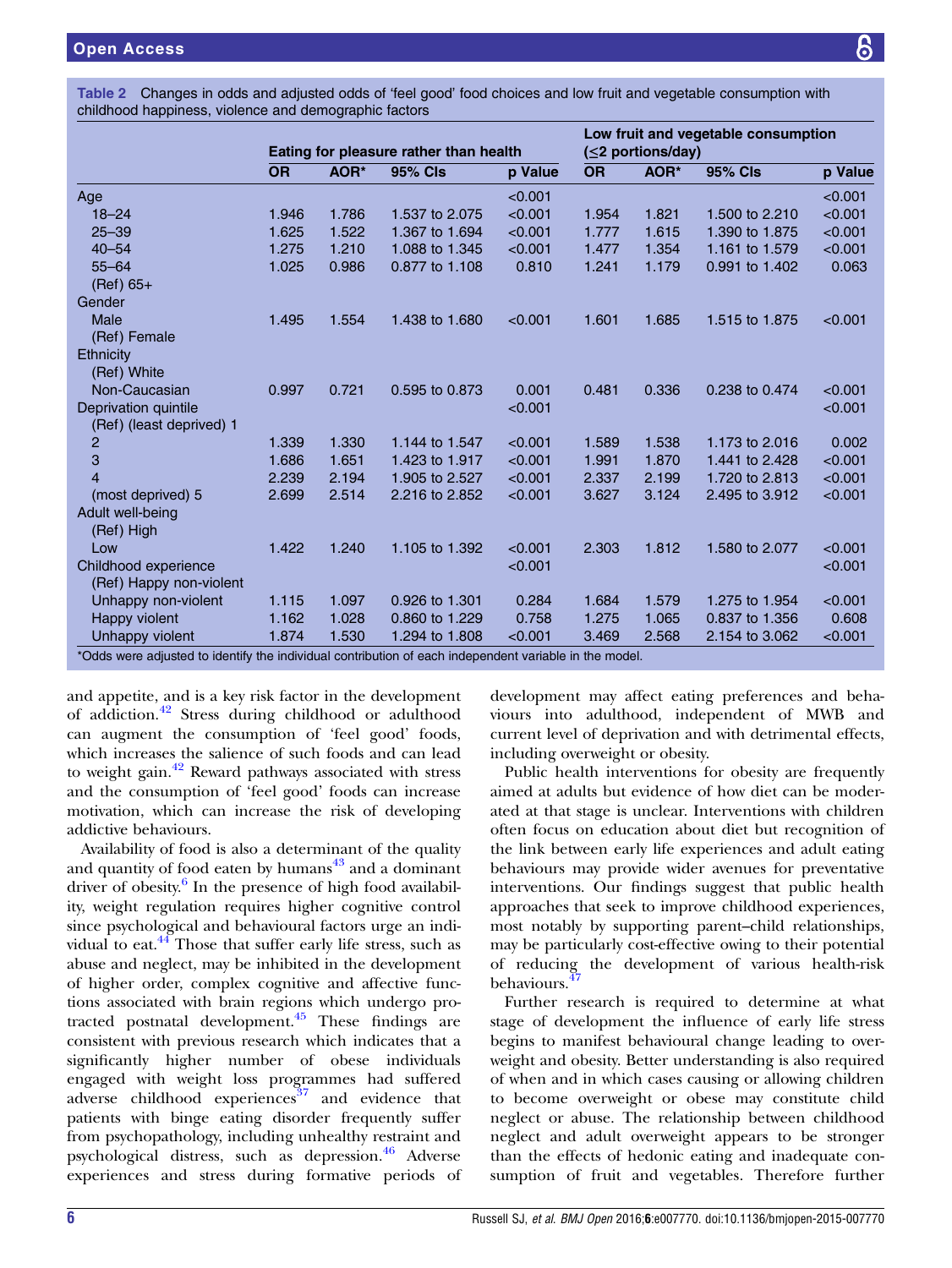**Table 2** Changes in odds and adjusted odds of 'feel good' food choices and low fruit and vegetable consumption with childhood happiness, violence and demographic factors

| | Eating for pleasure rather than health | | | | Low fruit and vegetable consumption (≤2 portions/day) | | | |
|---|---|---|---|---|---|---|---|---|
| | OR | AOR* | 95% CIs | p Value | OR | AOR* | 95% CIs | p Value |
| Age | | | | <0.001 | | | | <0.001 |
| 18–24 | 1.946 | 1.786 | 1.537 to 2.075 | <0.001 | 1.954 | 1.821 | 1.500 to 2.210 | <0.001 |
| 25–39 | 1.625 | 1.522 | 1.367 to 1.694 | <0.001 | 1.777 | 1.615 | 1.390 to 1.875 | <0.001 |
| 40–54 | 1.275 | 1.210 | 1.088 to 1.345 | <0.001 | 1.477 | 1.354 | 1.161 to 1.579 | <0.001 |
| 55–64 | 1.025 | 0.986 | 0.877 to 1.108 | 0.810 | 1.241 | 1.179 | 0.991 to 1.402 | 0.063 |
| (Ref) 65+ | | | | | | | | |
| Gender | | | | | | | | |
| Male | 1.495 | 1.554 | 1.438 to 1.680 | <0.001 | 1.601 | 1.685 | 1.515 to 1.875 | <0.001 |
| (Ref) Female | | | | | | | | |
| Ethnicity | | | | | | | | |
| (Ref) White | | | | | | | | |
| Non-Caucasian | 0.997 | 0.721 | 0.595 to 0.873 | 0.001 | 0.481 | 0.336 | 0.238 to 0.474 | <0.001 |
| Deprivation quintile | | | | <0.001 | | | | <0.001 |
| (Ref) (least deprived) 1 | | | | | | | | |
| 2 | 1.339 | 1.330 | 1.144 to 1.547 | <0.001 | 1.589 | 1.538 | 1.173 to 2.016 | 0.002 |
| 3 | 1.686 | 1.651 | 1.423 to 1.917 | <0.001 | 1.991 | 1.870 | 1.441 to 2.428 | <0.001 |
| 4 | 2.239 | 2.194 | 1.905 to 2.527 | <0.001 | 2.337 | 2.199 | 1.720 to 2.813 | <0.001 |
| (most deprived) 5 | 2.699 | 2.514 | 2.216 to 2.852 | <0.001 | 3.627 | 3.124 | 2.495 to 3.912 | <0.001 |
| Adult well-being | | | | | | | | |
| (Ref) High | | | | | | | | |
| Low | 1.422 | 1.240 | 1.105 to 1.392 | <0.001 | 2.303 | 1.812 | 1.580 to 2.077 | <0.001 |
| Childhood experience | | | | <0.001 | | | | <0.001 |
| (Ref) Happy non-violent | | | | | | | | |
| Unhappy non-violent | 1.115 | 1.097 | 0.926 to 1.301 | 0.284 | 1.684 | 1.579 | 1.275 to 1.954 | <0.001 |
| Happy violent | 1.162 | 1.028 | 0.860 to 1.229 | 0.758 | 1.275 | 1.065 | 0.837 to 1.356 | 0.608 |
| Unhappy violent | 1.874 | 1.530 | 1.294 to 1.808 | <0.001 | 3.469 | 2.568 | 2.154 to 3.062 | <0.001 |

*Odds were adjusted to identify the individual contribution of each independent variable in the model.

and appetite, and is a key risk factor in the development of addiction.[42] Stress during childhood or adulthood can augment the consumption of 'feel good' foods, which increases the salience of such foods and can lead to weight gain.[42] Reward pathways associated with stress and the consumption of 'feel good' foods can increase motivation, which can increase the risk of developing addictive behaviours.

Availability of food is also a determinant of the quality and quantity of food eaten by humans[43] and a dominant driver of obesity.[6] In the presence of high food availability, weight regulation requires higher cognitive control since psychological and behavioural factors urge an individual to eat.[44] Those that suffer early life stress, such as abuse and neglect, may be inhibited in the development of higher order, complex cognitive and affective functions associated with brain regions which undergo protracted postnatal development.[45] These findings are consistent with previous research which indicates that a significantly higher number of obese individuals engaged with weight loss programmes had suffered adverse childhood experiences[37] and evidence that patients with binge eating disorder frequently suffer from psychopathology, including unhealthy restraint and psychological distress, such as depression.[46] Adverse experiences and stress during formative periods of development may affect eating preferences and behaviours into adulthood, independent of MWB and current level of deprivation and with detrimental effects, including overweight or obesity.

Public health interventions for obesity are frequently aimed at adults but evidence of how diet can be moderated at that stage is unclear. Interventions with children often focus on education about diet but recognition of the link between early life experiences and adult eating behaviours may provide wider avenues for preventative interventions. Our findings suggest that public health approaches that seek to improve childhood experiences, most notably by supporting parent–child relationships, may be particularly cost-effective owing to their potential of reducing the development of various health-risk behaviours.[47]

Further research is required to determine at what stage of development the influence of early life stress begins to manifest behavioural change leading to overweight and obesity. Better understanding is also required of when and in which cases causing or allowing children to become overweight or obese may constitute child neglect or abuse. The relationship between childhood neglect and adult overweight appears to be stronger than the effects of hedonic eating and inadequate consumption of fruit and vegetables. Therefore further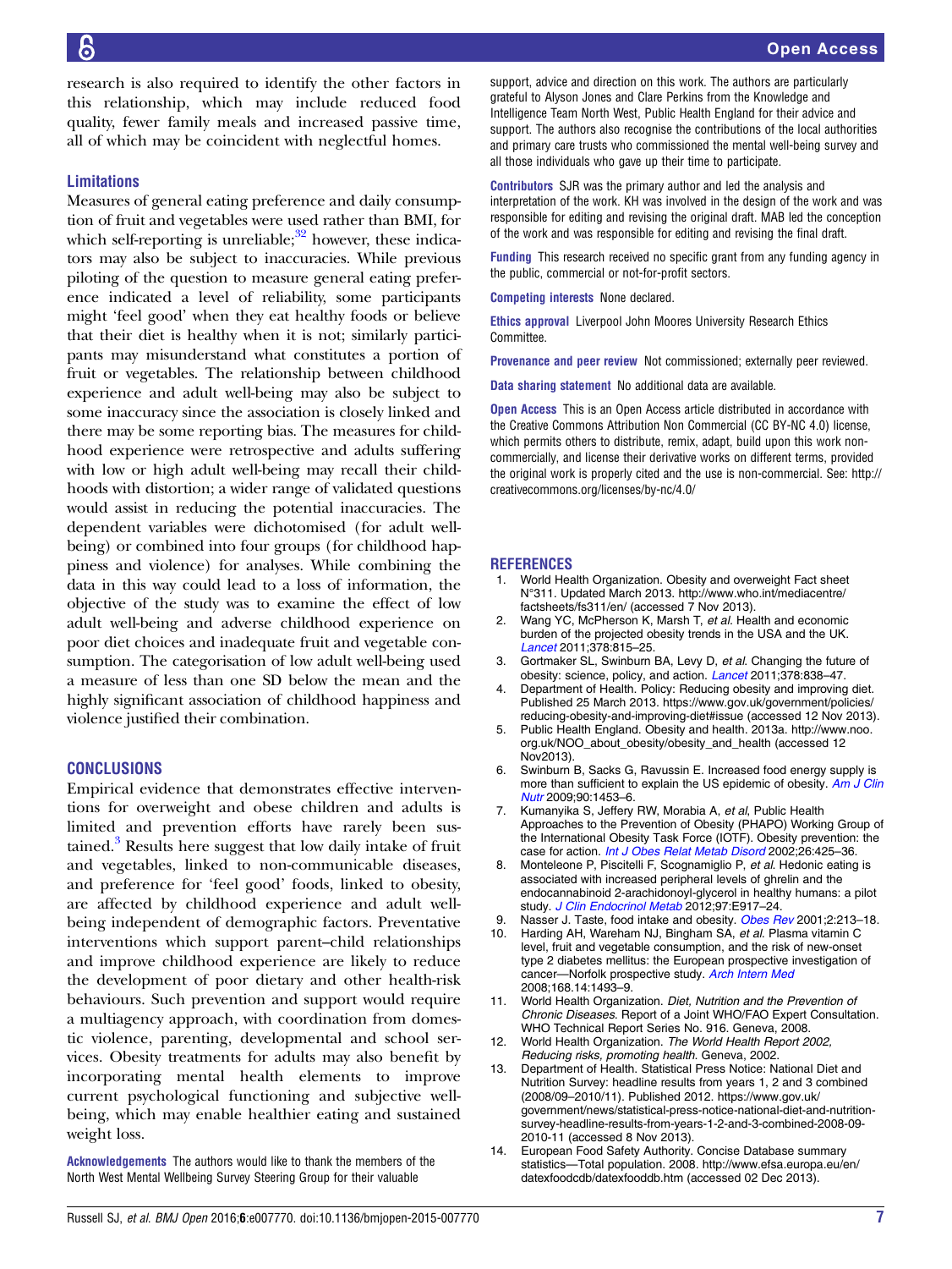research is also required to identify the other factors in this relationship, which may include reduced food quality, fewer family meals and increased passive time, all of which may be coincident with neglectful homes.

### Limitations

Measures of general eating preference and daily consumption of fruit and vegetables were used rather than BMI, for which self-reporting is unreliable;[32] however, these indicators may also be subject to inaccuracies. While previous piloting of the question to measure general eating preference indicated a level of reliability, some participants might 'feel good' when they eat healthy foods or believe that their diet is healthy when it is not; similarly participants may misunderstand what constitutes a portion of fruit or vegetables. The relationship between childhood experience and adult well-being may also be subject to some inaccuracy since the association is closely linked and there may be some reporting bias. The measures for childhood experience were retrospective and adults suffering with low or high adult well-being may recall their childhoods with distortion; a wider range of validated questions would assist in reducing the potential inaccuracies. The dependent variables were dichotomised (for adult well-being) or combined into four groups (for childhood happiness and violence) for analyses. While combining the data in this way could lead to a loss of information, the objective of the study was to examine the effect of low adult well-being and adverse childhood experience on poor diet choices and inadequate fruit and vegetable consumption. The categorisation of low adult well-being used a measure of less than one SD below the mean and the highly significant association of childhood happiness and violence justified their combination.

## CONCLUSIONS

Empirical evidence that demonstrates effective interventions for overweight and obese children and adults is limited and prevention efforts have rarely been sustained.[3] Results here suggest that low daily intake of fruit and vegetables, linked to non-communicable diseases, and preference for 'feel good' foods, linked to obesity, are affected by childhood experience and adult well-being independent of demographic factors. Preventative interventions which support parent–child relationships and improve childhood experience are likely to reduce the development of poor dietary and other health-risk behaviours. Such prevention and support would require a multiagency approach, with coordination from domestic violence, parenting, developmental and school services. Obesity treatments for adults may also benefit by incorporating mental health elements to improve current psychological functioning and subjective well-being, which may enable healthier eating and sustained weight loss.

**Acknowledgements** The authors would like to thank the members of the North West Mental Wellbeing Survey Steering Group for their valuable support, advice and direction on this work. The authors are particularly grateful to Alyson Jones and Clare Perkins from the Knowledge and Intelligence Team North West, Public Health England for their advice and support. The authors also recognise the contributions of the local authorities and primary care trusts who commissioned the mental well-being survey and all those individuals who gave up their time to participate.

**Contributors** SJR was the primary author and led the analysis and interpretation of the work. KH was involved in the design of the work and was responsible for editing and revising the original draft. MAB led the conception of the work and was responsible for editing and revising the final draft.

**Funding** This research received no specific grant from any funding agency in the public, commercial or not-for-profit sectors.

**Competing interests** None declared.

**Ethics approval** Liverpool John Moores University Research Ethics Committee.

**Provenance and peer review** Not commissioned; externally peer reviewed.

**Data sharing statement** No additional data are available.

**Open Access** This is an Open Access article distributed in accordance with the Creative Commons Attribution Non Commercial (CC BY-NC 4.0) license, which permits others to distribute, remix, adapt, build upon this work non-commercially, and license their derivative works on different terms, provided the original work is properly cited and the use is non-commercial. See: http://creativecommons.org/licenses/by-nc/4.0/

## REFERENCES

1. World Health Organization. Obesity and overweight Fact sheet N°311. Updated March 2013. http://www.who.int/mediacentre/factsheets/fs311/en/ (accessed 7 Nov 2013).
2. Wang YC, McPherson K, Marsh T, *et al*. Health and economic burden of the projected obesity trends in the USA and the UK. *Lancet* 2011;378:815–25.
3. Gortmaker SL, Swinburn BA, Levy D, *et al*. Changing the future of obesity: science, policy, and action. *Lancet* 2011;378:838–47.
4. Department of Health. Policy: Reducing obesity and improving diet. Published 25 March 2013. https://www.gov.uk/government/policies/reducing-obesity-and-improving-diet#issue (accessed 12 Nov 2013).
5. Public Health England. Obesity and health. 2013a. http://www.noo.org.uk/NOO_about_obesity/obesity_and_health (accessed 12 Nov2013).
6. Swinburn B, Sacks G, Ravussin E. Increased food energy supply is more than sufficient to explain the US epidemic of obesity. *Am J Clin Nutr* 2009;90:1453–6.
7. Kumanyika S, Jeffery RW, Morabia A, *et al*, Public Health Approaches to the Prevention of Obesity (PHAPO) Working Group of the International Obesity Task Force (IOTF). Obesity prevention: the case for action. *Int J Obes Relat Metab Disord* 2002;26:425–36.
8. Monteleone P, Piscitelli F, Scognamiglio P, *et al*. Hedonic eating is associated with increased peripheral levels of ghrelin and the endocannabinoid 2-arachidonoyl-glycerol in healthy humans: a pilot study. *J Clin Endocrinol Metab* 2012;97:E917–24.
9. Nasser J. Taste, food intake and obesity. *Obes Rev* 2001;2:213–18.
10. Harding AH, Wareham NJ, Bingham SA, *et al*. Plasma vitamin C level, fruit and vegetable consumption, and the risk of new-onset type 2 diabetes mellitus: the European prospective investigation of cancer—Norfolk prospective study. *Arch Intern Med* 2008;168.14:1493–9.
11. World Health Organization. *Diet, Nutrition and the Prevention of Chronic Diseases*. Report of a Joint WHO/FAO Expert Consultation. WHO Technical Report Series No. 916. Geneva, 2008.
12. World Health Organization. *The World Health Report 2002, Reducing risks, promoting health*. Geneva, 2002.
13. Department of Health. Statistical Press Notice: National Diet and Nutrition Survey: headline results from years 1, 2 and 3 combined (2008/09–2010/11). Published 2012. https://www.gov.uk/government/news/statistical-press-notice-national-diet-and-nutrition-survey-headline-results-from-years-1-2-and-3-combined-2008-09-2010-11 (accessed 8 Nov 2013).
14. European Food Safety Authority. Concise Database summary statistics—Total population. 2008. http://www.efsa.europa.eu/en/datexfoodcdb/datexfooddb.htm (accessed 02 Dec 2013).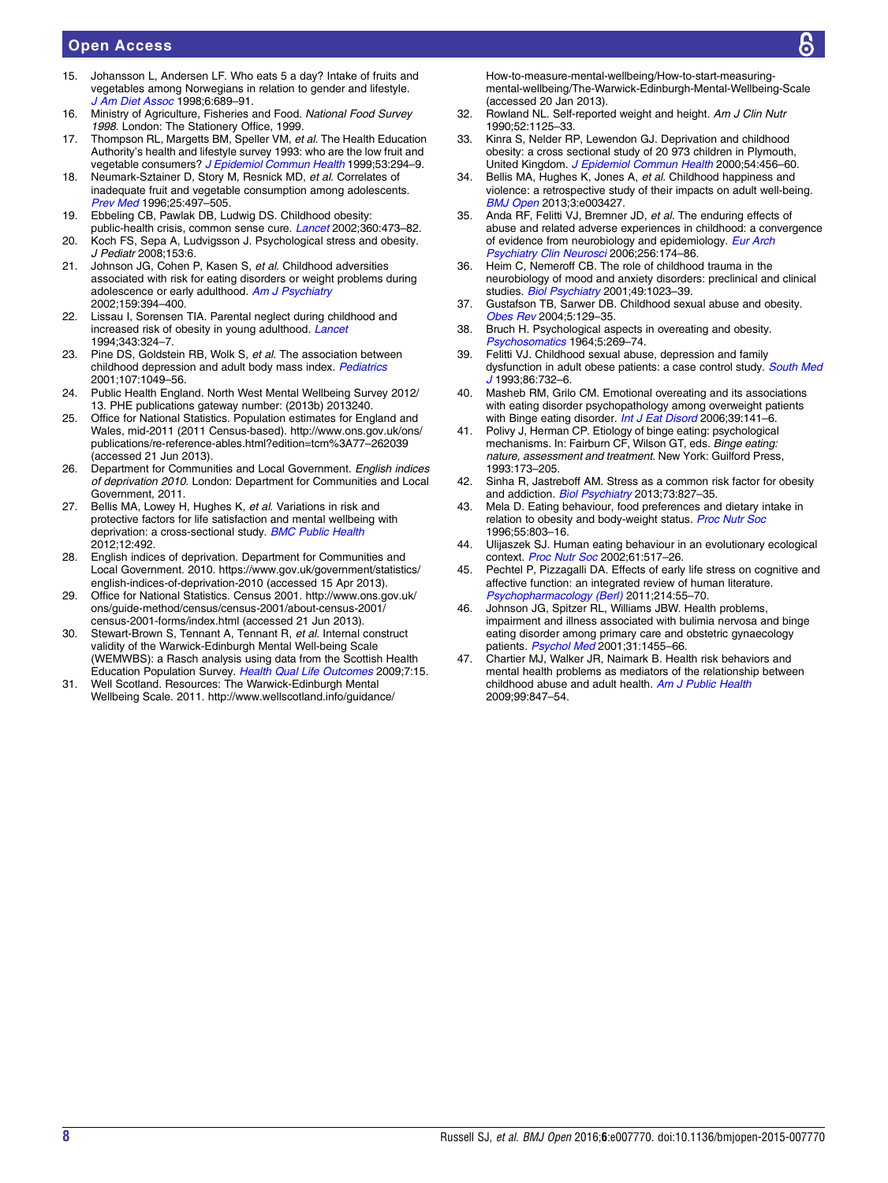15. Johansson L, Andersen LF. Who eats 5 a day? Intake of fruits and vegetables among Norwegians in relation to gender and lifestyle. *J Am Diet Assoc* 1998;6:689–91.
16. Ministry of Agriculture, Fisheries and Food. *National Food Survey 1998*. London: The Stationery Office, 1999.
17. Thompson RL, Margetts BM, Speller VM, *et al*. The Health Education Authority's health and lifestyle survey 1993: who are the low fruit and vegetable consumers? *J Epidemiol Commun Health* 1999;53:294–9.
18. Neumark-Sztainer D, Story M, Resnick MD, *et al*. Correlates of inadequate fruit and vegetable consumption among adolescents. *Prev Med* 1996;25:497–505.
19. Ebbeling CB, Pawlak DB, Ludwig DS. Childhood obesity: public-health crisis, common sense cure. *Lancet* 2002;360:473–82.
20. Koch FS, Sepa A, Ludvigsson J. Psychological stress and obesity. *J Pediatr* 2008;153:6.
21. Johnson JG, Cohen P, Kasen S, *et al*. Childhood adversities associated with risk for eating disorders or weight problems during adolescence or early adulthood. *Am J Psychiatry* 2002;159:394–400.
22. Lissau I, Sorensen TIA. Parental neglect during childhood and increased risk of obesity in young adulthood. *Lancet* 1994;343:324–7.
23. Pine DS, Goldstein RB, Wolk S, *et al*. The association between childhood depression and adult body mass index. *Pediatrics* 2001;107:1049–56.
24. Public Health England. North West Mental Wellbeing Survey 2012/13. PHE publications gateway number: (2013b) 2013240.
25. Office for National Statistics. Population estimates for England and Wales, mid-2011 (2011 Census-based). http://www.ons.gov.uk/ons/publications/re-reference-ables.html?edition=tcm%3A77–262039 (accessed 21 Jun 2013).
26. Department for Communities and Local Government. *English indices of deprivation 2010*. London: Department for Communities and Local Government, 2011.
27. Bellis MA, Lowey H, Hughes K, *et al*. Variations in risk and protective factors for life satisfaction and mental wellbeing with deprivation: a cross-sectional study. *BMC Public Health* 2012;12:492.
28. English indices of deprivation. Department for Communities and Local Government. 2010. https://www.gov.uk/government/statistics/english-indices-of-deprivation-2010 (accessed 15 Apr 2013).
29. Office for National Statistics. Census 2001. http://www.ons.gov.uk/ons/guide-method/census/census-2001/about-census-2001/census-2001-forms/index.html (accessed 21 Jun 2013).
30. Stewart-Brown S, Tennant A, Tennant R, *et al*. Internal construct validity of the Warwick-Edinburgh Mental Well-being Scale (WEMWBS): a Rasch analysis using data from the Scottish Health Education Population Survey. *Health Qual Life Outcomes* 2009;7:15.
31. Well Scotland. Resources: The Warwick-Edinburgh Mental Wellbeing Scale. 2011. http://www.wellscotland.info/guidance/How-to-measure-mental-wellbeing/How-to-start-measuring-mental-wellbeing/The-Warwick-Edinburgh-Mental-Wellbeing-Scale (accessed 20 Jan 2013).
32. Rowland NL. Self-reported weight and height. *Am J Clin Nutr* 1990;52:1125–33.
33. Kinra S, Nelder RP, Lewendon GJ. Deprivation and childhood obesity: a cross sectional study of 20 973 children in Plymouth, United Kingdom. *J Epidemiol Commun Health* 2000;54:456–60.
34. Bellis MA, Hughes K, Jones A, *et al*. Childhood happiness and violence: a retrospective study of their impacts on adult well-being. *BMJ Open* 2013;3:e003427.
35. Anda RF, Felitti VJ, Bremner JD, *et al*. The enduring effects of abuse and related adverse experiences in childhood: a convergence of evidence from neurobiology and epidemiology. *Eur Arch Psychiatry Clin Neurosci* 2006;256:174–86.
36. Heim C, Nemeroff CB. The role of childhood trauma in the neurobiology of mood and anxiety disorders: preclinical and clinical studies. *Biol Psychiatry* 2001;49:1023–39.
37. Gustafson TB, Sarwer DB. Childhood sexual abuse and obesity. *Obes Rev* 2004;5:129–35.
38. Bruch H. Psychological aspects in overeating and obesity. *Psychosomatics* 1964;5:269–74.
39. Felitti VJ. Childhood sexual abuse, depression and family dysfunction in adult obese patients: a case control study. *South Med J* 1993;86:732–6.
40. Masheb RM, Grilo CM. Emotional overeating and its associations with eating disorder psychopathology among overweight patients with Binge eating disorder. *Int J Eat Disord* 2006;39:141–6.
41. Polivy J, Herman CP. Etiology of binge eating: psychological mechanisms. In: Fairburn CF, Wilson GT, eds. *Binge eating: nature, assessment and treatment*. New York: Guilford Press, 1993:173–205.
42. Sinha R, Jastreboff AM. Stress as a common risk factor for obesity and addiction. *Biol Psychiatry* 2013;73:827–35.
43. Mela D. Eating behaviour, food preferences and dietary intake in relation to obesity and body-weight status. *Proc Nutr Soc* 1996;55:803–16.
44. Ulijaszek SJ. Human eating behaviour in an evolutionary ecological context. *Proc Nutr Soc* 2002;61:517–26.
45. Pechtel P, Pizzagalli DA. Effects of early life stress on cognitive and affective function: an integrated review of human literature. *Psychopharmacology (Berl)* 2011;214:55–70.
46. Johnson JG, Spitzer RL, Williams JBW. Health problems, impairment and illness associated with bulimia nervosa and binge eating disorder among primary care and obstetric gynaecology patients. *Psychol Med* 2001;31:1455–66.
47. Chartier MJ, Walker JR, Naimark B. Health risk behaviors and mental health problems as mediators of the relationship between childhood abuse and adult health. *Am J Public Health* 2009;99:847–54.